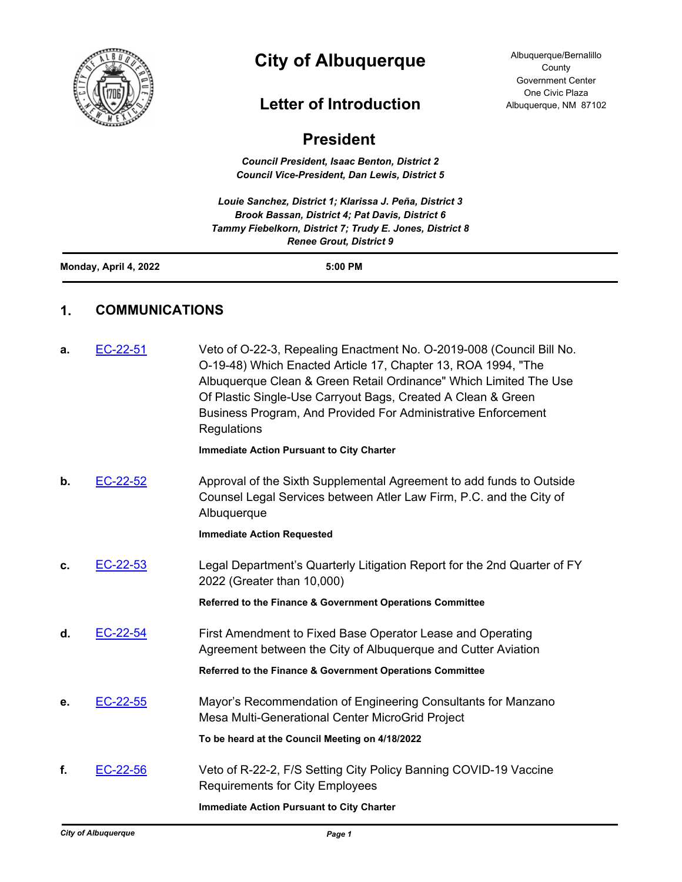# City of Albuquerque

Albuquerque/Bernalillo County
Government Center
One Civic Plaza
Albuquerque, NM 87102

## Letter of Introduction

## President

***Council President, Isaac Benton, District 2***
***Council Vice-President, Dan Lewis, District 5***

***Louie Sanchez, District 1; Klarissa J. Peña, District 3***
***Brook Bassan, District 4; Pat Davis, District 6***
***Tammy Fiebelkorn, District 7; Trudy E. Jones, District 8***
***Renee Grout, District 9***

**Monday, April 4, 2022** **5:00 PM**

## 1. COMMUNICATIONS

**a.** EC-22-51 — Veto of O-22-3, Repealing Enactment No. O-2019-008 (Council Bill No. O-19-48) Which Enacted Article 17, Chapter 13, ROA 1994, "The Albuquerque Clean & Green Retail Ordinance" Which Limited The Use Of Plastic Single-Use Carryout Bags, Created A Clean & Green Business Program, And Provided For Administrative Enforcement Regulations

**Immediate Action Pursuant to City Charter**

**b.** EC-22-52 — Approval of the Sixth Supplemental Agreement to add funds to Outside Counsel Legal Services between Atler Law Firm, P.C. and the City of Albuquerque

**Immediate Action Requested**

**c.** EC-22-53 — Legal Department's Quarterly Litigation Report for the 2nd Quarter of FY 2022 (Greater than 10,000)

**Referred to the Finance & Government Operations Committee**

**d.** EC-22-54 — First Amendment to Fixed Base Operator Lease and Operating Agreement between the City of Albuquerque and Cutter Aviation

**Referred to the Finance & Government Operations Committee**

**e.** EC-22-55 — Mayor's Recommendation of Engineering Consultants for Manzano Mesa Multi-Generational Center MicroGrid Project

**To be heard at the Council Meeting on 4/18/2022**

**f.** EC-22-56 — Veto of R-22-2, F/S Setting City Policy Banning COVID-19 Vaccine Requirements for City Employees

**Immediate Action Pursuant to City Charter**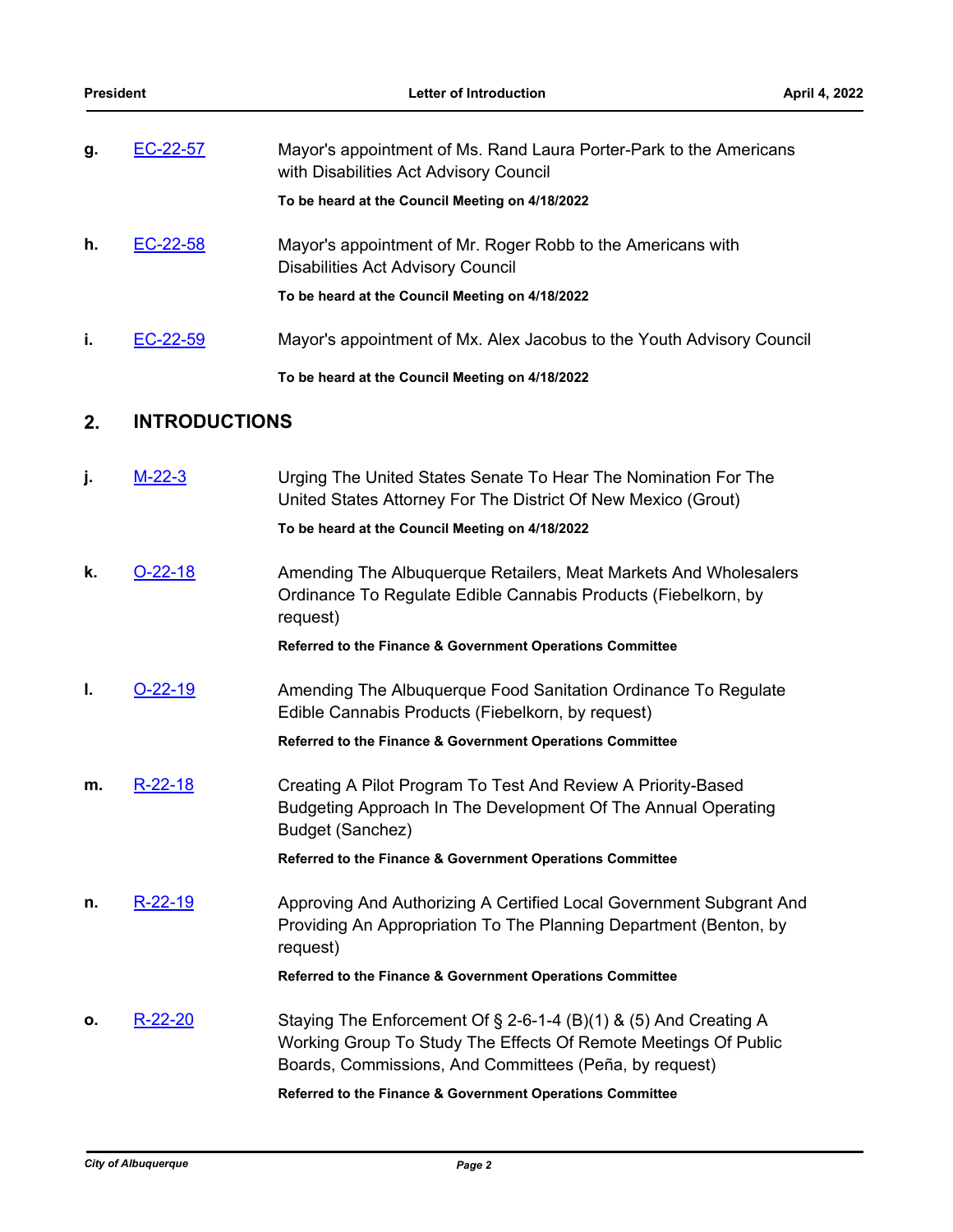**g.** [EC-22-57] Mayor's appointment of Ms. Rand Laura Porter-Park to the Americans with Disabilities Act Advisory Council

**To be heard at the Council Meeting on 4/18/2022**

**h.** [EC-22-58] Mayor's appointment of Mr. Roger Robb to the Americans with Disabilities Act Advisory Council

**To be heard at the Council Meeting on 4/18/2022**

**i.** [EC-22-59] Mayor's appointment of Mx. Alex Jacobus to the Youth Advisory Council

**To be heard at the Council Meeting on 4/18/2022**

## 2. INTRODUCTIONS

**j.** [M-22-3] Urging The United States Senate To Hear The Nomination For The United States Attorney For The District Of New Mexico (Grout)

**To be heard at the Council Meeting on 4/18/2022**

**k.** [O-22-18] Amending The Albuquerque Retailers, Meat Markets And Wholesalers Ordinance To Regulate Edible Cannabis Products (Fiebelkorn, by request)

**Referred to the Finance & Government Operations Committee**

**l.** [O-22-19] Amending The Albuquerque Food Sanitation Ordinance To Regulate Edible Cannabis Products (Fiebelkorn, by request)

**Referred to the Finance & Government Operations Committee**

**m.** [R-22-18] Creating A Pilot Program To Test And Review A Priority-Based Budgeting Approach In The Development Of The Annual Operating Budget (Sanchez)

**Referred to the Finance & Government Operations Committee**

**n.** [R-22-19] Approving And Authorizing A Certified Local Government Subgrant And Providing An Appropriation To The Planning Department (Benton, by request)

**Referred to the Finance & Government Operations Committee**

**o.** [R-22-20] Staying The Enforcement Of § 2-6-1-4 (B)(1) & (5) And Creating A Working Group To Study The Effects Of Remote Meetings Of Public Boards, Commissions, And Committees (Peña, by request)

**Referred to the Finance & Government Operations Committee**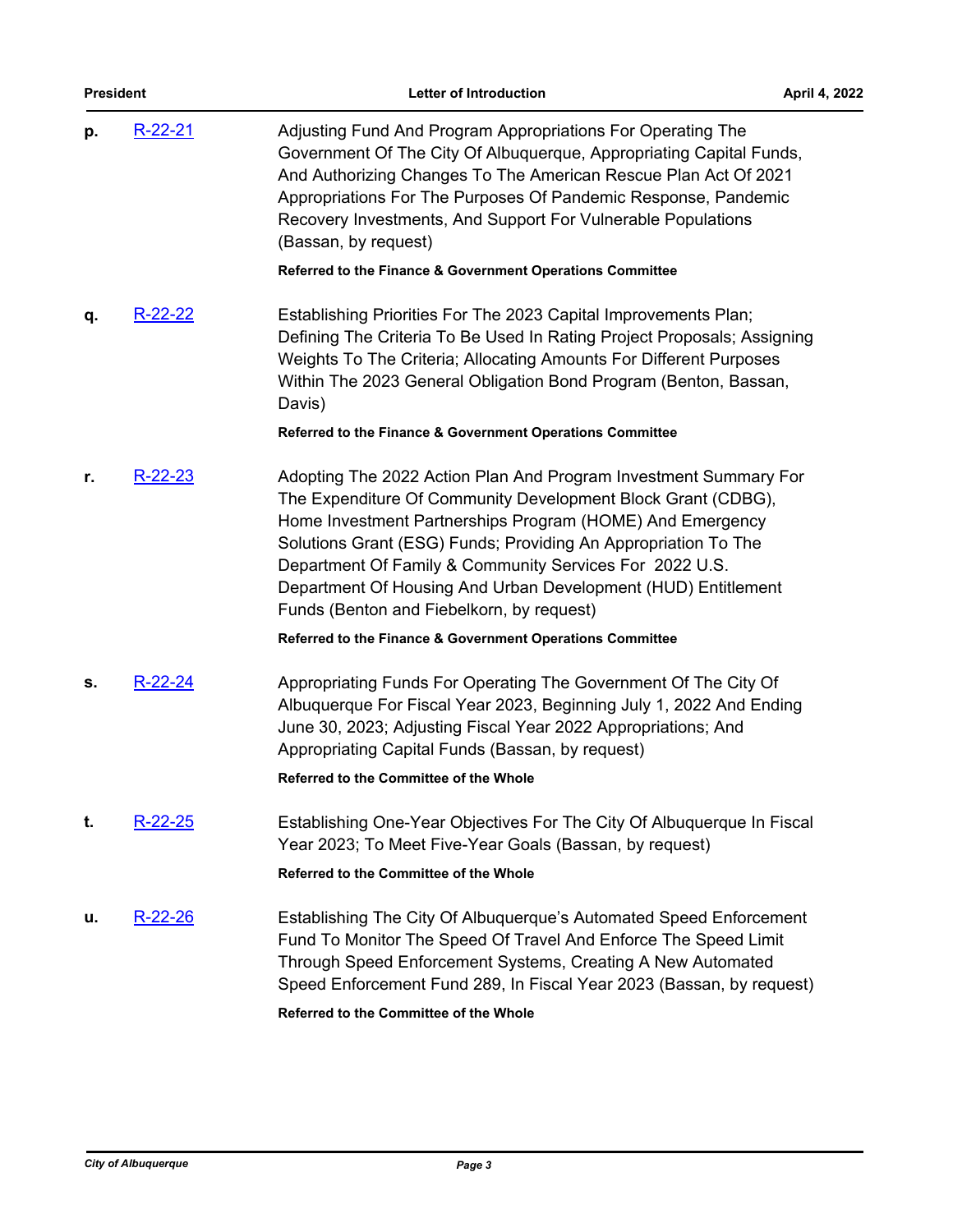**p.** R-22-21

Adjusting Fund And Program Appropriations For Operating The Government Of The City Of Albuquerque, Appropriating Capital Funds, And Authorizing Changes To The American Rescue Plan Act Of 2021 Appropriations For The Purposes Of Pandemic Response, Pandemic Recovery Investments, And Support For Vulnerable Populations (Bassan, by request)

**Referred to the Finance & Government Operations Committee**

**q.** R-22-22

Establishing Priorities For The 2023 Capital Improvements Plan; Defining The Criteria To Be Used In Rating Project Proposals; Assigning Weights To The Criteria; Allocating Amounts For Different Purposes Within The 2023 General Obligation Bond Program (Benton, Bassan, Davis)

**Referred to the Finance & Government Operations Committee**

**r.** R-22-23

Adopting The 2022 Action Plan And Program Investment Summary For The Expenditure Of Community Development Block Grant (CDBG), Home Investment Partnerships Program (HOME) And Emergency Solutions Grant (ESG) Funds; Providing An Appropriation To The Department Of Family & Community Services For 2022 U.S. Department Of Housing And Urban Development (HUD) Entitlement Funds (Benton and Fiebelkorn, by request)

**Referred to the Finance & Government Operations Committee**

**s.** R-22-24

Appropriating Funds For Operating The Government Of The City Of Albuquerque For Fiscal Year 2023, Beginning July 1, 2022 And Ending June 30, 2023; Adjusting Fiscal Year 2022 Appropriations; And Appropriating Capital Funds (Bassan, by request)

**Referred to the Committee of the Whole**

**t.** R-22-25

Establishing One-Year Objectives For The City Of Albuquerque In Fiscal Year 2023; To Meet Five-Year Goals (Bassan, by request)

**Referred to the Committee of the Whole**

**u.** R-22-26

Establishing The City Of Albuquerque's Automated Speed Enforcement Fund To Monitor The Speed Of Travel And Enforce The Speed Limit Through Speed Enforcement Systems, Creating A New Automated Speed Enforcement Fund 289, In Fiscal Year 2023 (Bassan, by request)

**Referred to the Committee of the Whole**